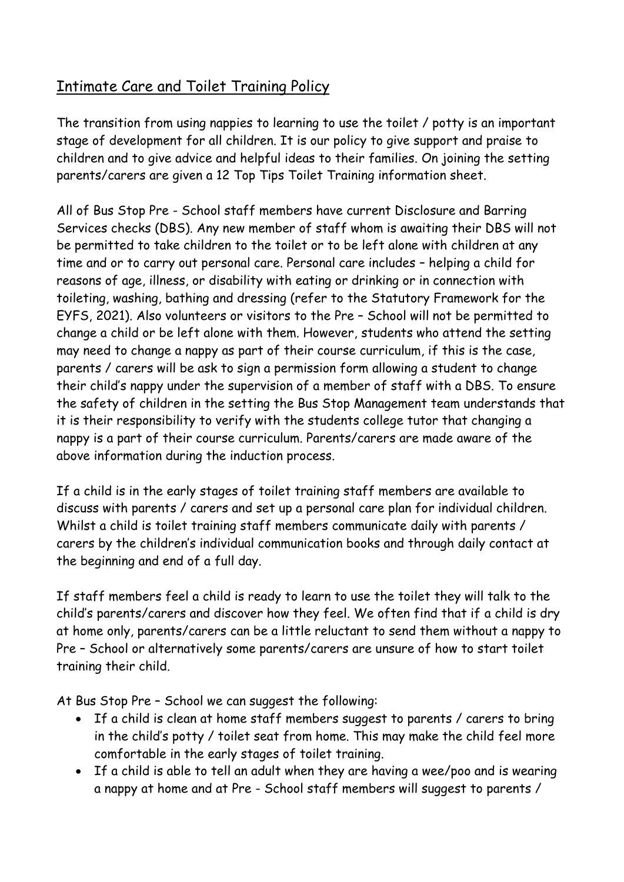## Intimate Care and Toilet Training Policy

The transition from using nappies to learning to use the toilet / potty is an important stage of development for all children. It is our policy to give support and praise to children and to give advice and helpful ideas to their families. On joining the setting parents/carers are given a 12 Top Tips Toilet Training information sheet.

All of Bus Stop Pre - School staff members have current Disclosure and Barring Services checks (DBS). Any new member of staff whom is awaiting their DBS will not be permitted to take children to the toilet or to be left alone with children at any time and or to carry out personal care. Personal care includes – helping a child for reasons of age, illness, or disability with eating or drinking or in connection with toileting, washing, bathing and dressing (refer to the Statutory Framework for the EYFS, 2021). Also volunteers or visitors to the Pre – School will not be permitted to change a child or be left alone with them. However, students who attend the setting may need to change a nappy as part of their course curriculum, if this is the case, parents / carers will be ask to sign a permission form allowing a student to change their child's nappy under the supervision of a member of staff with a DBS. To ensure the safety of children in the setting the Bus Stop Management team understands that it is their responsibility to verify with the students college tutor that changing a nappy is a part of their course curriculum. Parents/carers are made aware of the above information during the induction process.

If a child is in the early stages of toilet training staff members are available to discuss with parents / carers and set up a personal care plan for individual children. Whilst a child is toilet training staff members communicate daily with parents / carers by the children's individual communication books and through daily contact at the beginning and end of a full day.

If staff members feel a child is ready to learn to use the toilet they will talk to the child's parents/carers and discover how they feel. We often find that if a child is dry at home only, parents/carers can be a little reluctant to send them without a nappy to Pre – School or alternatively some parents/carers are unsure of how to start toilet training their child.

At Bus Stop Pre – School we can suggest the following:

- If a child is clean at home staff members suggest to parents / carers to bring in the child's potty / toilet seat from home. This may make the child feel more comfortable in the early stages of toilet training.
- If a child is able to tell an adult when they are having a wee/poo and is wearing a nappy at home and at Pre - School staff members will suggest to parents /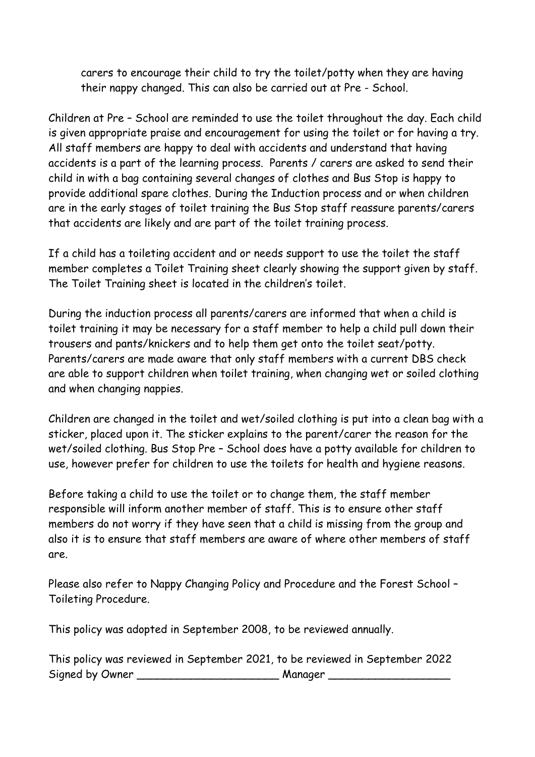carers to encourage their child to try the toilet/potty when they are having their nappy changed. This can also be carried out at Pre - School.

Children at Pre – School are reminded to use the toilet throughout the day. Each child is given appropriate praise and encouragement for using the toilet or for having a try. All staff members are happy to deal with accidents and understand that having accidents is a part of the learning process. Parents / carers are asked to send their child in with a bag containing several changes of clothes and Bus Stop is happy to provide additional spare clothes. During the Induction process and or when children are in the early stages of toilet training the Bus Stop staff reassure parents/carers that accidents are likely and are part of the toilet training process.

If a child has a toileting accident and or needs support to use the toilet the staff member completes a Toilet Training sheet clearly showing the support given by staff. The Toilet Training sheet is located in the children's toilet.

During the induction process all parents/carers are informed that when a child is toilet training it may be necessary for a staff member to help a child pull down their trousers and pants/knickers and to help them get onto the toilet seat/potty. Parents/carers are made aware that only staff members with a current DBS check are able to support children when toilet training, when changing wet or soiled clothing and when changing nappies.

Children are changed in the toilet and wet/soiled clothing is put into a clean bag with a sticker, placed upon it. The sticker explains to the parent/carer the reason for the wet/soiled clothing. Bus Stop Pre – School does have a potty available for children to use, however prefer for children to use the toilets for health and hygiene reasons.

Before taking a child to use the toilet or to change them, the staff member responsible will inform another member of staff. This is to ensure other staff members do not worry if they have seen that a child is missing from the group and also it is to ensure that staff members are aware of where other members of staff are.

Please also refer to Nappy Changing Policy and Procedure and the Forest School – Toileting Procedure.

This policy was adopted in September 2008, to be reviewed annually.

This policy was reviewed in September 2021, to be reviewed in September 2022
Signed by Owner ______________________ Manager ___________________